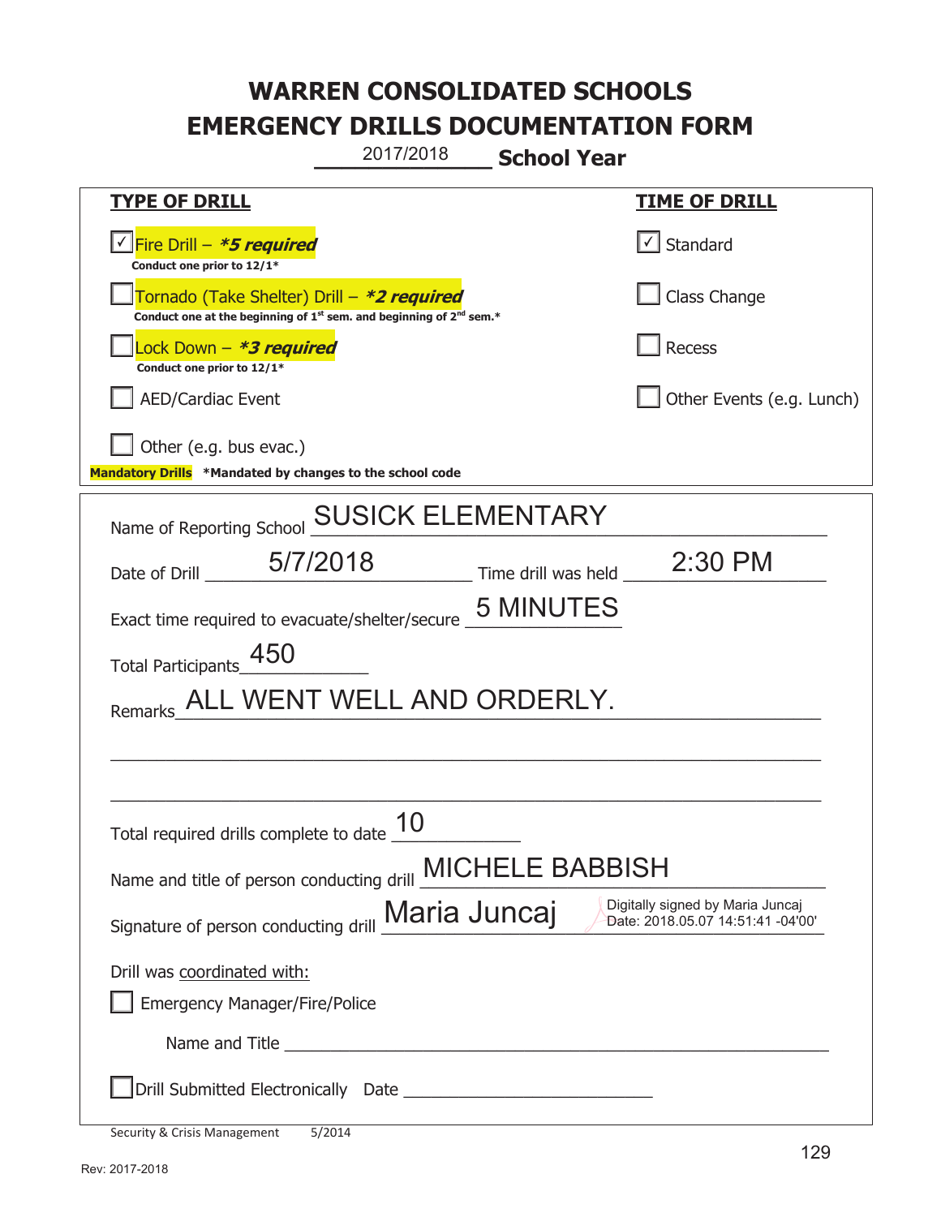# WARREN CONSOLIDATED SCHOOLS
# EMERGENCY DRILLS DOCUMENTATION FORM

2017/2018 **School Year**

| **TYPE OF DRILL** | **TIME OF DRILL** |
|---|---|
| ☑ Fire Drill – ***5 required*** <br> **Conduct one prior to 12/1*** | ☑ Standard |
| ☐ Tornado (Take Shelter) Drill – ***2 required*** <br> **Conduct one at the beginning of 1st sem. and beginning of 2nd sem.*** | ☐ Class Change |
| ☐ Lock Down – ***3 required*** <br> **Conduct one prior to 12/1*** | ☐ Recess |
| ☐ AED/Cardiac Event | ☐ Other Events (e.g. Lunch) |
| ☐ Other (e.g. bus evac.) | |

**Mandatory Drills** ***Mandated by changes to the school code**

Name of Reporting School: SUSICK ELEMENTARY

Date of Drill: 5/7/2018 Time drill was held: 2:30 PM

Exact time required to evacuate/shelter/secure: 5 MINUTES

Total Participants: 450

Remarks: ALL WENT WELL AND ORDERLY.

Total required drills complete to date: 10

Name and title of person conducting drill: MICHELE BABBISH

Signature of person conducting drill: Maria Juncaj — Digitally signed by Maria Juncaj Date: 2018.05.07 14:51:41 -04'00'

Drill was coordinated with:

☐ Emergency Manager/Fire/Police

Name and Title ____________________

☐ Drill Submitted Electronically Date ____________________

Security & Crisis Management 5/2014

Rev: 2017-2018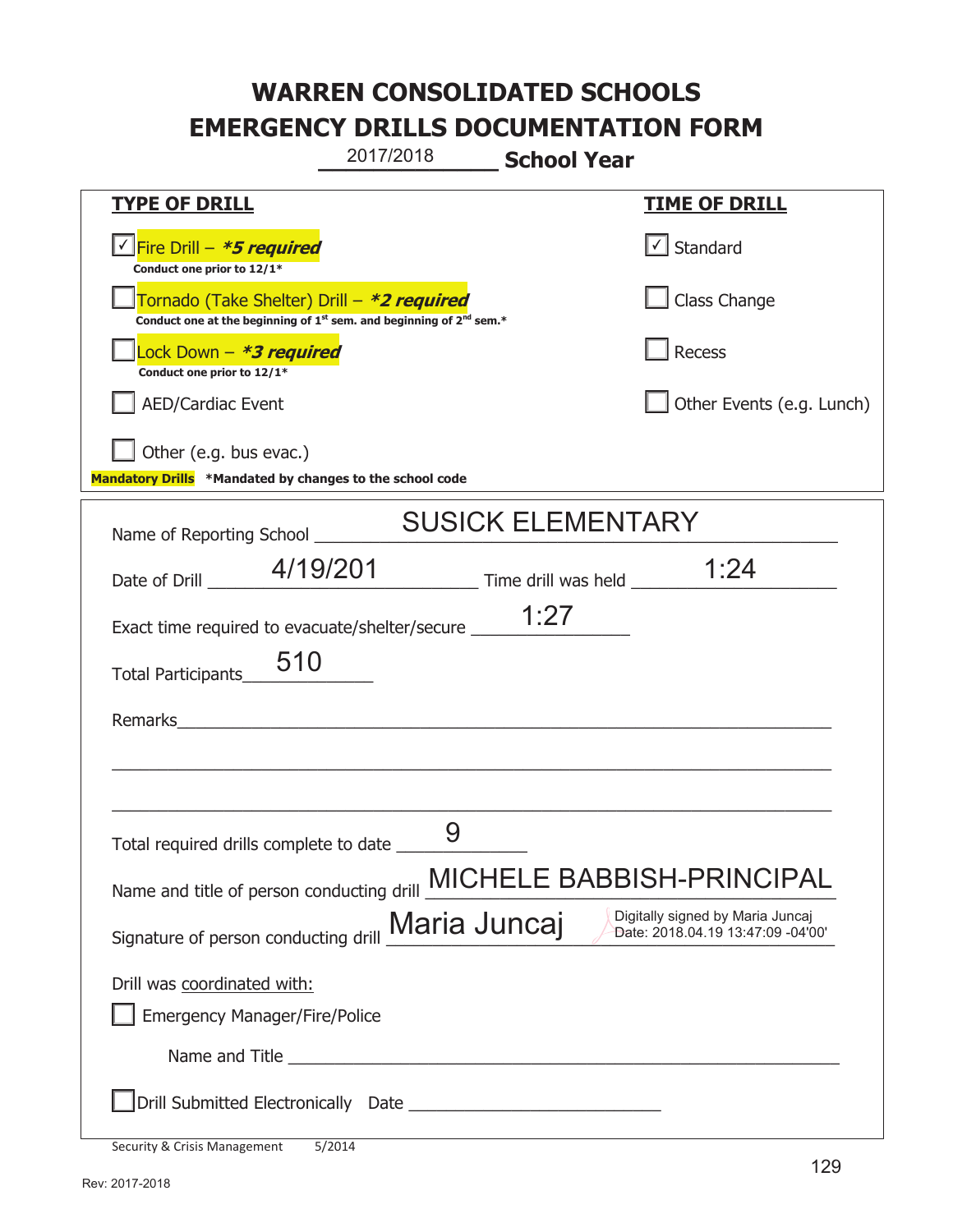# WARREN CONSOLIDATED SCHOOLS
# EMERGENCY DRILLS DOCUMENTATION FORM

2017/2018 **School Year**

| TYPE OF DRILL | TIME OF DRILL |
|---|---|
| ☑ Fire Drill – ***5 required** <br> **Conduct one prior to 12/1*** | ☑ Standard |
| ☐ Tornado (Take Shelter) Drill – ***2 required** <br> **Conduct one at the beginning of 1st sem. and beginning of 2nd sem.*** | ☐ Class Change |
| ☐ Lock Down – ***3 required** <br> **Conduct one prior to 12/1*** | ☐ Recess |
| ☐ AED/Cardiac Event | ☐ Other Events (e.g. Lunch) |
| ☐ Other (e.g. bus evac.) | |

**Mandatory Drills** ***Mandated by changes to the school code**

Name of Reporting School: SUSICK ELEMENTARY

Date of Drill: 4/19/201 Time drill was held: 1:24

Exact time required to evacuate/shelter/secure: 1:27

Total Participants: 510

Remarks: ______

Total required drills complete to date: 9

Name and title of person conducting drill: MICHELE BABBISH-PRINCIPAL

Signature of person conducting drill: Maria Juncaj (Digitally signed by Maria Juncaj Date: 2018.04.19 13:47:09 -04'00')

Drill was coordinated with:

☐ Emergency Manager/Fire/Police

Name and Title ______

☐ Drill Submitted Electronically Date ______

Security & Crisis Management 5/2014

Rev: 2017-2018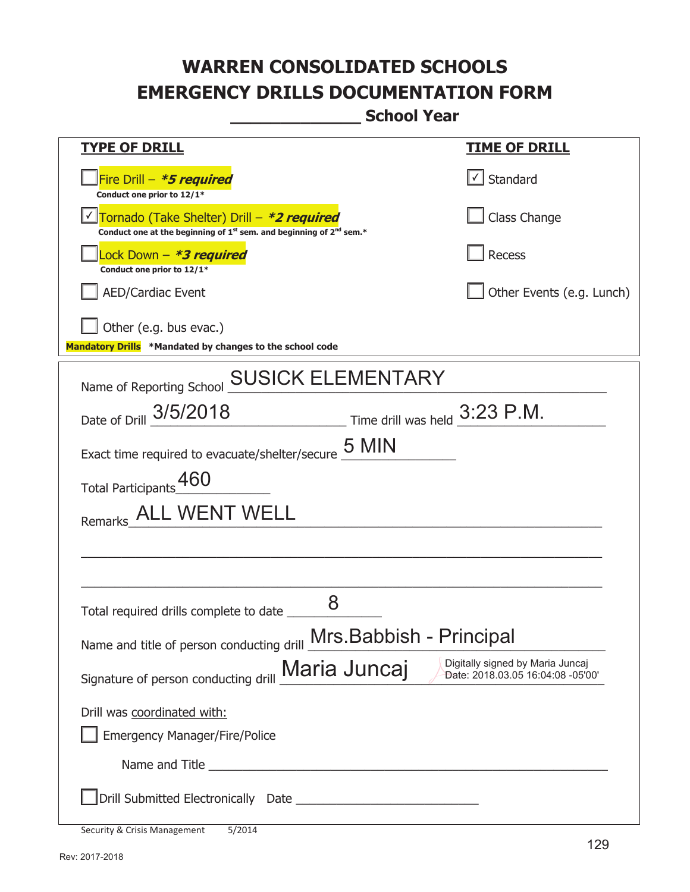# WARREN CONSOLIDATED SCHOOLS
# EMERGENCY DRILLS DOCUMENTATION FORM
## _____________ School Year

| TYPE OF DRILL | TIME OF DRILL |
|---|---|
| ☐ Fire Drill – ***5 required*** <br> **Conduct one prior to 12/1*** | ☑ Standard |
| ☑ Tornado (Take Shelter) Drill – ***2 required*** <br> **Conduct one at the beginning of 1st sem. and beginning of 2nd sem.*** | ☐ Class Change |
| ☐ Lock Down – ***3 required*** <br> **Conduct one prior to 12/1*** | ☐ Recess |
| ☐ AED/Cardiac Event | ☐ Other Events (e.g. Lunch) |
| ☐ Other (e.g. bus evac.) | |

**Mandatory Drills** ***Mandated by changes to the school code**

Name of Reporting School: SUSICK ELEMENTARY

Date of Drill: 3/5/2018 Time drill was held: 3:23 P.M.

Exact time required to evacuate/shelter/secure: 5 MIN

Total Participants: 460

Remarks: ALL WENT WELL

Total required drills complete to date: 8

Name and title of person conducting drill: Mrs.Babbish - Principal

Signature of person conducting drill: Maria Juncaj — Digitally signed by Maria Juncaj Date: 2018.03.05 16:04:08 -05'00'

Drill was coordinated with:

☐ Emergency Manager/Fire/Police

Name and Title ___________________________

☐ Drill Submitted Electronically Date ___________________

Security & Crisis Management 5/2014

Rev: 2017-2018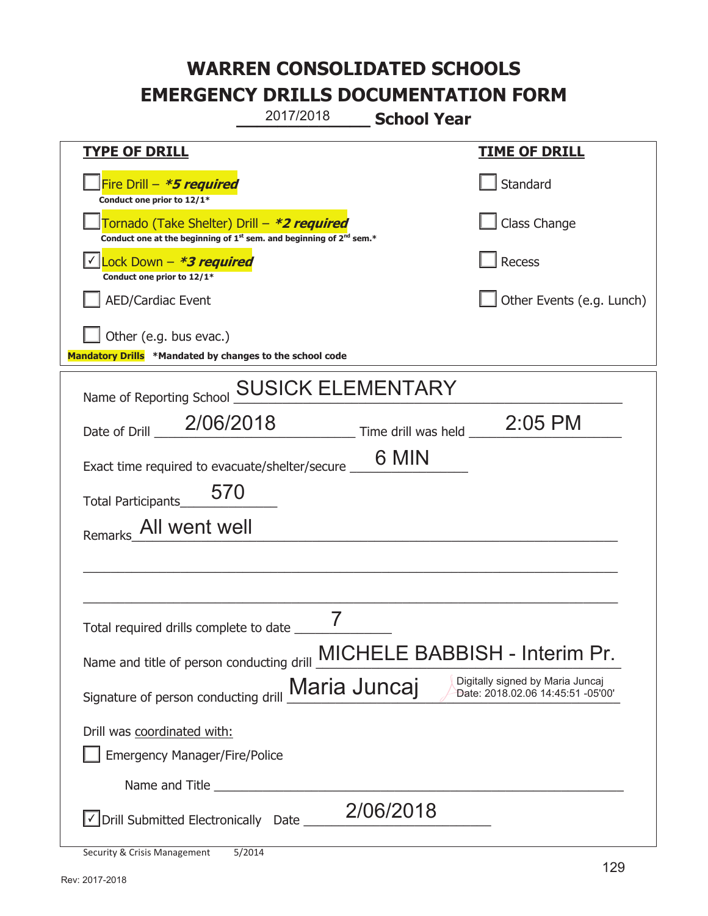# WARREN CONSOLIDATED SCHOOLS
# EMERGENCY DRILLS DOCUMENTATION FORM

2017/2018 **School Year**

| **TYPE OF DRILL** | **TIME OF DRILL** |
|---|---|
| ☐ Fire Drill – ***5 required*** <br> **Conduct one prior to 12/1*** | ☐ Standard |
| ☐ Tornado (Take Shelter) Drill – ***2 required*** <br> **Conduct one at the beginning of 1st sem. and beginning of 2nd sem.*** | ☐ Class Change |
| ☑ Lock Down – ***3 required*** <br> **Conduct one prior to 12/1*** | ☐ Recess |
| ☐ AED/Cardiac Event | ☐ Other Events (e.g. Lunch) |
| ☐ Other (e.g. bus evac.) | |

**Mandatory Drills** ***Mandated by changes to the school code**

Name of Reporting School: SUSICK ELEMENTARY

Date of Drill: 2/06/2018 Time drill was held: 2:05 PM

Exact time required to evacuate/shelter/secure: 6 MIN

Total Participants: 570

Remarks: All went well

Total required drills complete to date: 7

Name and title of person conducting drill: MICHELE BABBISH - Interim Pr.

Signature of person conducting drill: Maria Juncaj (Digitally signed by Maria Juncaj Date: 2018.02.06 14:45:51 -05'00')

Drill was coordinated with:

☐ Emergency Manager/Fire/Police

Name and Title ______________________

☑ Drill Submitted Electronically Date: 2/06/2018

Security & Crisis Management 5/2014

Rev: 2017-2018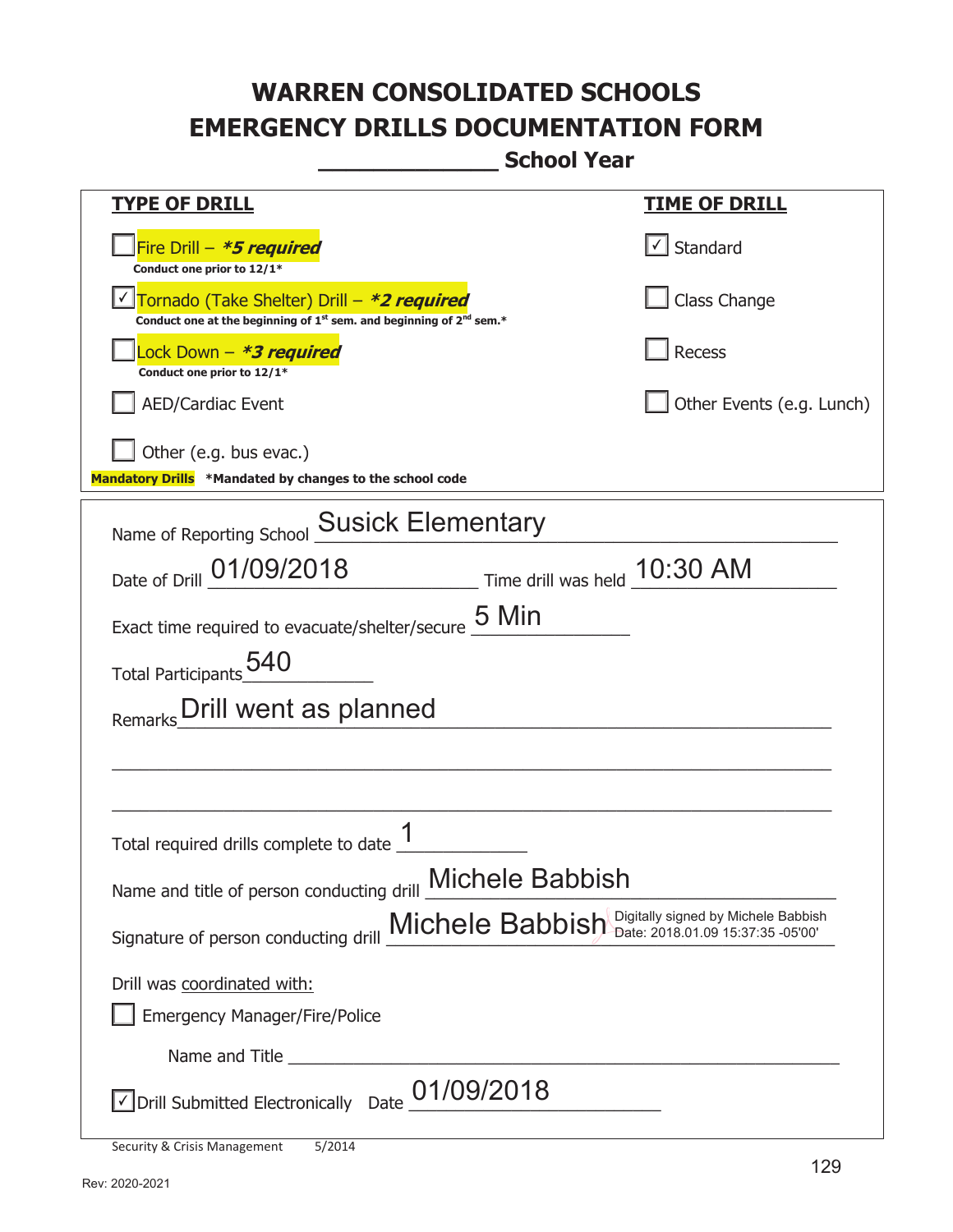# WARREN CONSOLIDATED SCHOOLS
# EMERGENCY DRILLS DOCUMENTATION FORM
## _____________ School Year

| TYPE OF DRILL | TIME OF DRILL |
|---|---|
| ☐ Fire Drill – ***5 required** <br> **Conduct one prior to 12/1*** | ☑ Standard |
| ☑ Tornado (Take Shelter) Drill – ***2 required** <br> **Conduct one at the beginning of 1st sem. and beginning of 2nd sem.*** | ☐ Class Change |
| ☐ Lock Down – ***3 required** <br> **Conduct one prior to 12/1*** | ☐ Recess |
| ☐ AED/Cardiac Event | ☐ Other Events (e.g. Lunch) |
| ☐ Other (e.g. bus evac.) | |

**Mandatory Drills** ***Mandated by changes to the school code**

Name of Reporting School: Susick Elementary

Date of Drill: 01/09/2018 Time drill was held: 10:30 AM

Exact time required to evacuate/shelter/secure: 5 Min

Total Participants: 540

Remarks: Drill went as planned

Total required drills complete to date: 1

Name and title of person conducting drill: Michele Babbish

Signature of person conducting drill: Michele Babbish (Digitally signed by Michele Babbish Date: 2018.01.09 15:37:35 -05'00')

Drill was coordinated with:

☐ Emergency Manager/Fire/Police

Name and Title ____________________

☑ Drill Submitted Electronically Date: 01/09/2018

Security & Crisis Management 5/2014

Rev: 2020-2021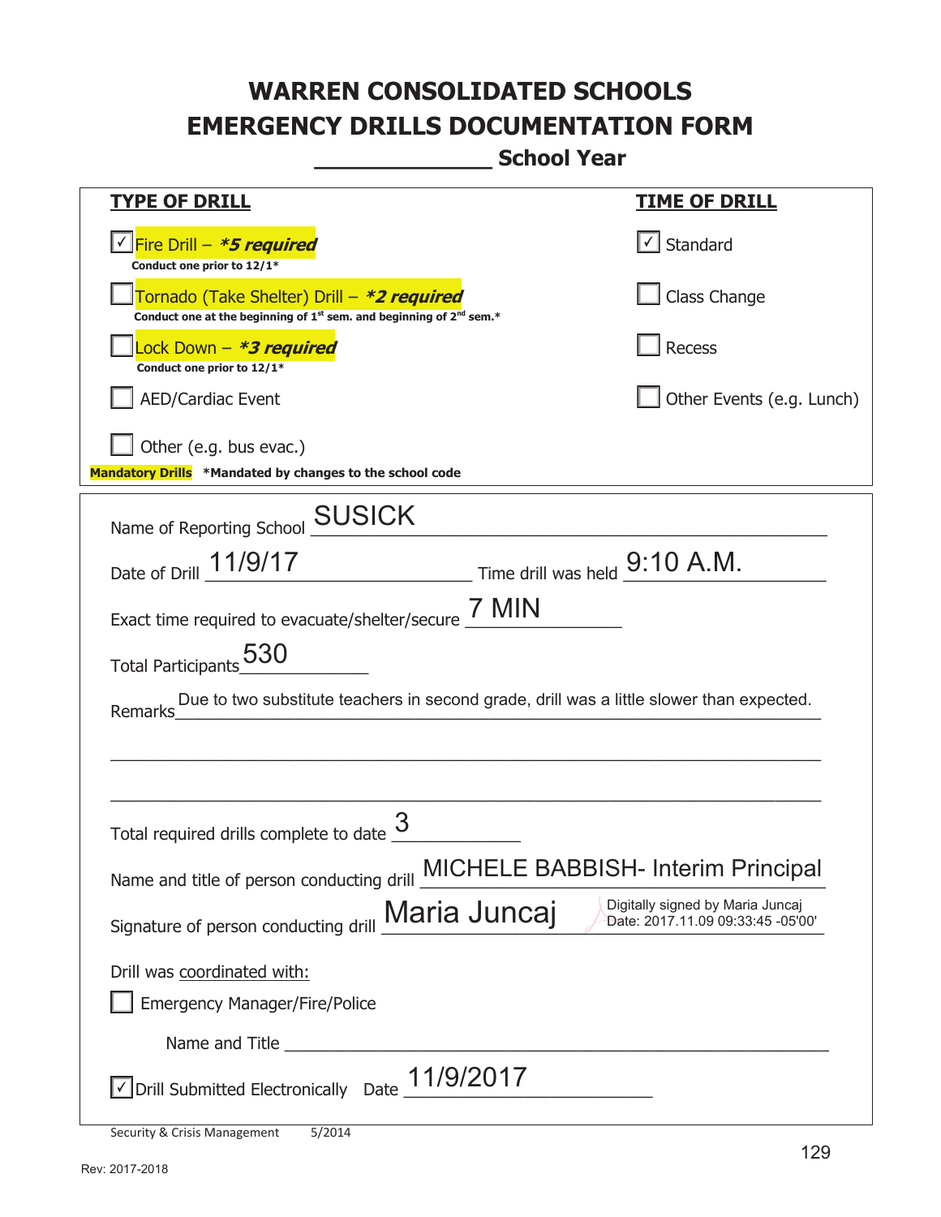# WARREN CONSOLIDATED SCHOOLS
# EMERGENCY DRILLS DOCUMENTATION FORM
## _____________ School Year

| TYPE OF DRILL | TIME OF DRILL |
|---|---|
| ☑ Fire Drill – ***5 required** <br> **Conduct one prior to 12/1*** | ☑ Standard |
| ☐ Tornado (Take Shelter) Drill – ***2 required** <br> **Conduct one at the beginning of 1st sem. and beginning of 2nd sem.*** | ☐ Class Change |
| ☐ Lock Down – ***3 required** <br> **Conduct one prior to 12/1*** | ☐ Recess |
| ☐ AED/Cardiac Event | ☐ Other Events (e.g. Lunch) |
| ☐ Other (e.g. bus evac.) | |

**Mandatory Drills** ***Mandated by changes to the school code**

Name of Reporting School: SUSICK

Date of Drill: 11/9/17 Time drill was held: 9:10 A.M.

Exact time required to evacuate/shelter/secure: 7 MIN

Total Participants: 530

Remarks: Due to two substitute teachers in second grade, drill was a little slower than expected.

Total required drills complete to date: 3

Name and title of person conducting drill: MICHELE BABBISH- Interim Principal

Signature of person conducting drill: Maria Juncaj (Digitally signed by Maria Juncaj Date: 2017.11.09 09:33:45 -05'00')

Drill was coordinated with:

☐ Emergency Manager/Fire/Police

Name and Title ____________________

☑ Drill Submitted Electronically Date: 11/9/2017

Security & Crisis Management 5/2014

Rev: 2017-2018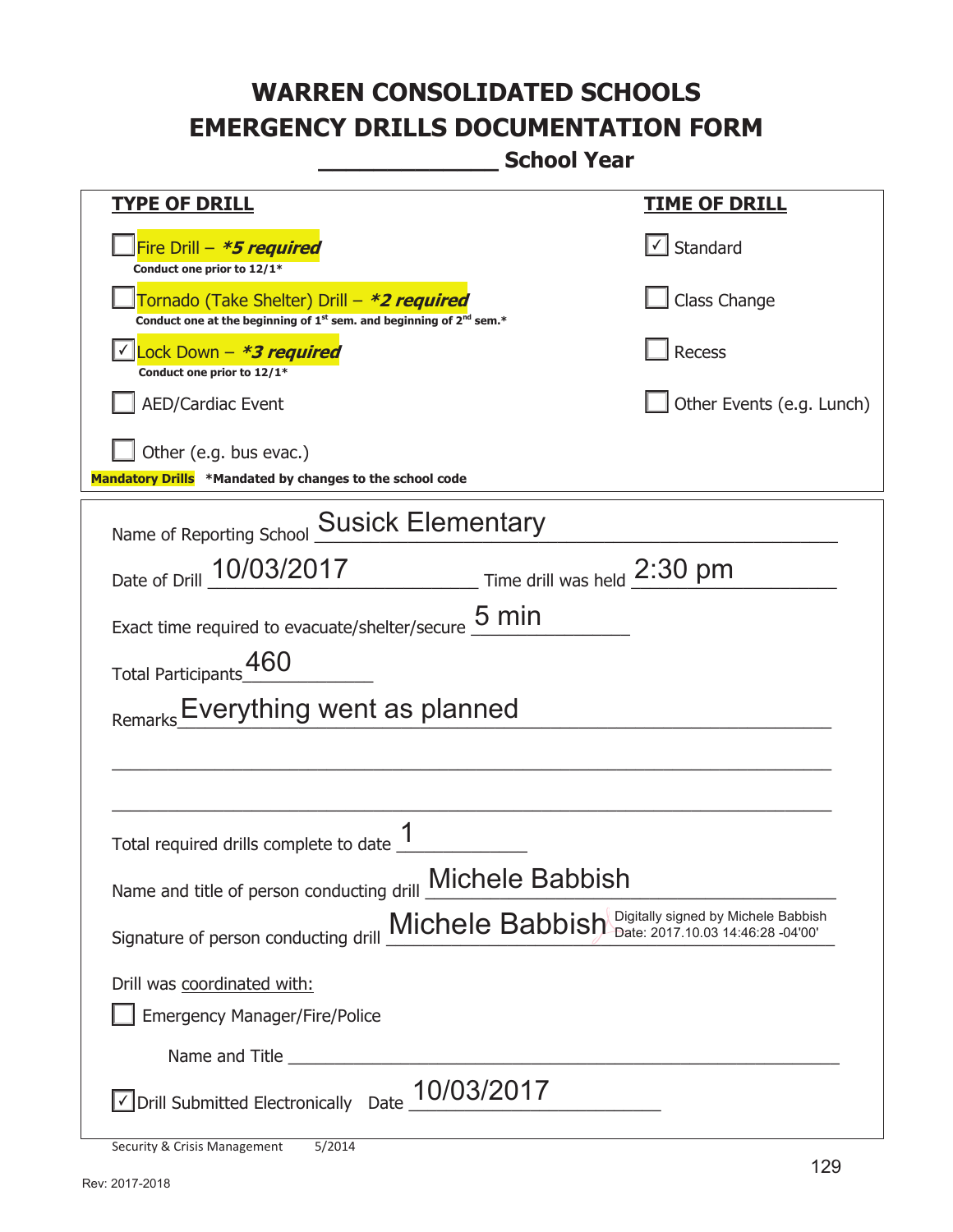# WARREN CONSOLIDATED SCHOOLS
# EMERGENCY DRILLS DOCUMENTATION FORM
## _____________ School Year

| TYPE OF DRILL | TIME OF DRILL |
|---|---|
| ☐ Fire Drill – ***5 required*** <br> **Conduct one prior to 12/1*** | ☑ Standard |
| ☐ Tornado (Take Shelter) Drill – ***2 required*** <br> **Conduct one at the beginning of 1st sem. and beginning of 2nd sem.*** | ☐ Class Change |
| ☑ Lock Down – ***3 required*** <br> **Conduct one prior to 12/1*** | ☐ Recess |
| ☐ AED/Cardiac Event | ☐ Other Events (e.g. Lunch) |
| ☐ Other (e.g. bus evac.) | |

**Mandatory Drills** ***Mandated by changes to the school code**

Name of Reporting School: Susick Elementary

Date of Drill: 10/03/2017 Time drill was held: 2:30 pm

Exact time required to evacuate/shelter/secure: 5 min

Total Participants: 460

Remarks: Everything went as planned

Total required drills complete to date: 1

Name and title of person conducting drill: Michele Babbish

Signature of person conducting drill: Michele Babbish (Digitally signed by Michele Babbish Date: 2017.10.03 14:46:28 -04'00')

Drill was coordinated with:

☐ Emergency Manager/Fire/Police

Name and Title ______________________________

☑ Drill Submitted Electronically Date: 10/03/2017

Security & Crisis Management 5/2014

Rev: 2017-2018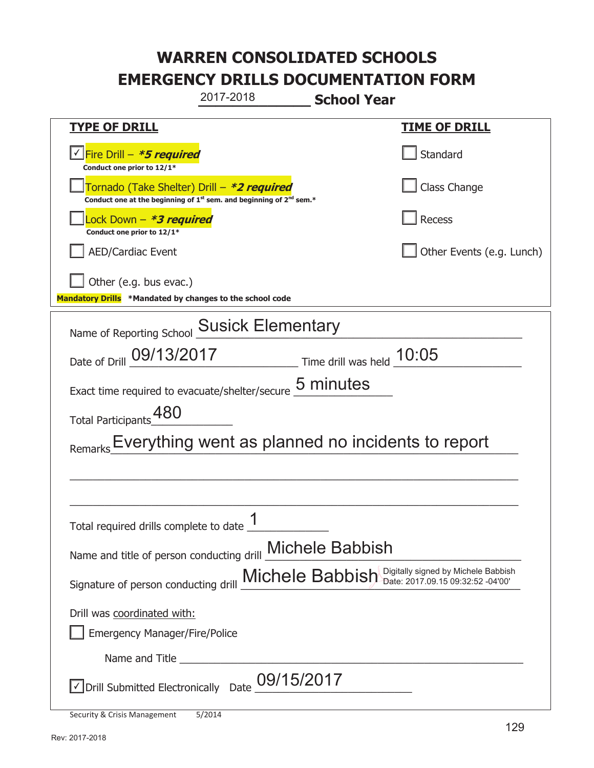# WARREN CONSOLIDATED SCHOOLS
# EMERGENCY DRILLS DOCUMENTATION FORM

2017-2018 **School Year**

| **TYPE OF DRILL** | **TIME OF DRILL** |
|---|---|
| ☑ Fire Drill – ***5 required*** <br> **Conduct one prior to 12/1*** | ☐ Standard |
| ☐ Tornado (Take Shelter) Drill – ***2 required*** <br> **Conduct one at the beginning of 1st sem. and beginning of 2nd sem.*** | ☐ Class Change |
| ☐ Lock Down – ***3 required*** <br> **Conduct one prior to 12/1*** | ☐ Recess |
| ☐ AED/Cardiac Event | ☐ Other Events (e.g. Lunch) |
| ☐ Other (e.g. bus evac.) | |

**Mandatory Drills** ***Mandated by changes to the school code**

Name of Reporting School: Susick Elementary

Date of Drill: 09/13/2017    Time drill was held: 10:05

Exact time required to evacuate/shelter/secure: 5 minutes

Total Participants: 480

Remarks: Everything went as planned no incidents to report

Total required drills complete to date: 1

Name and title of person conducting drill: Michele Babbish

Signature of person conducting drill: Michele Babbish (Digitally signed by Michele Babbish Date: 2017.09.15 09:32:52 -04'00')

Drill was coordinated with:

☐ Emergency Manager/Fire/Police

Name and Title ____________________

☑ Drill Submitted Electronically Date: 09/15/2017

Security & Crisis Management 5/2014

Rev: 2017-2018